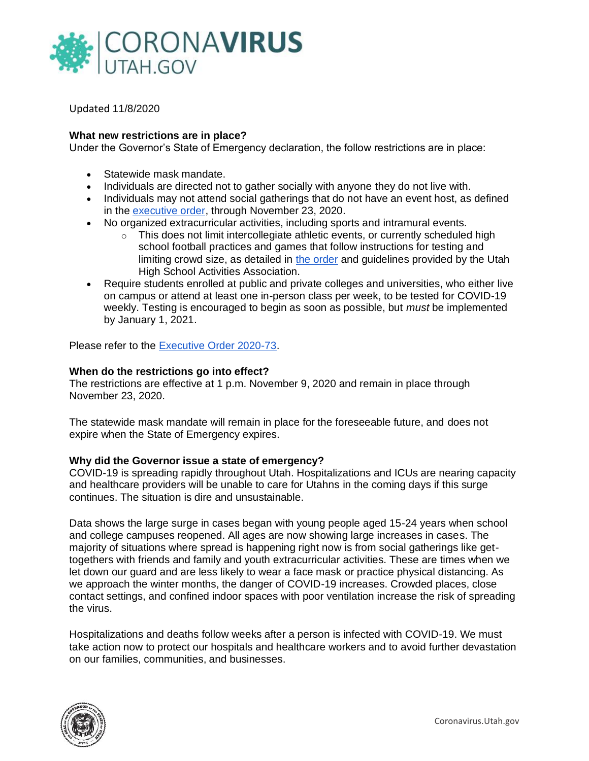# CORONAVIRUS UTAH.GOV

Updated 11/8/2020

**What new restrictions are in place?**
Under the Governor's State of Emergency declaration, the follow restrictions are in place:

- Statewide mask mandate.
- Individuals are directed not to gather socially with anyone they do not live with.
- Individuals may not attend social gatherings that do not have an event host, as defined in the executive order, through November 23, 2020.
- No organized extracurricular activities, including sports and intramural events.
  - This does not limit intercollegiate athletic events, or currently scheduled high school football practices and games that follow instructions for testing and limiting crowd size, as detailed in the order and guidelines provided by the Utah High School Activities Association.
- Require students enrolled at public and private colleges and universities, who either live on campus or attend at least one in-person class per week, to be tested for COVID-19 weekly. Testing is encouraged to begin as soon as possible, but *must* be implemented by January 1, 2021.

Please refer to the Executive Order 2020-73.

**When do the restrictions go into effect?**
The restrictions are effective at 1 p.m. November 9, 2020 and remain in place through November 23, 2020.

The statewide mask mandate will remain in place for the foreseeable future, and does not expire when the State of Emergency expires.

**Why did the Governor issue a state of emergency?**
COVID-19 is spreading rapidly throughout Utah. Hospitalizations and ICUs are nearing capacity and healthcare providers will be unable to care for Utahns in the coming days if this surge continues. The situation is dire and unsustainable.

Data shows the large surge in cases began with young people aged 15-24 years when school and college campuses reopened. All ages are now showing large increases in cases. The majority of situations where spread is happening right now is from social gatherings like get-togethers with friends and family and youth extracurricular activities. These are times when we let down our guard and are less likely to wear a face mask or practice physical distancing. As we approach the winter months, the danger of COVID-19 increases. Crowded places, close contact settings, and confined indoor spaces with poor ventilation increase the risk of spreading the virus.

Hospitalizations and deaths follow weeks after a person is infected with COVID-19. We must take action now to protect our hospitals and healthcare workers and to avoid further devastation on our families, communities, and businesses.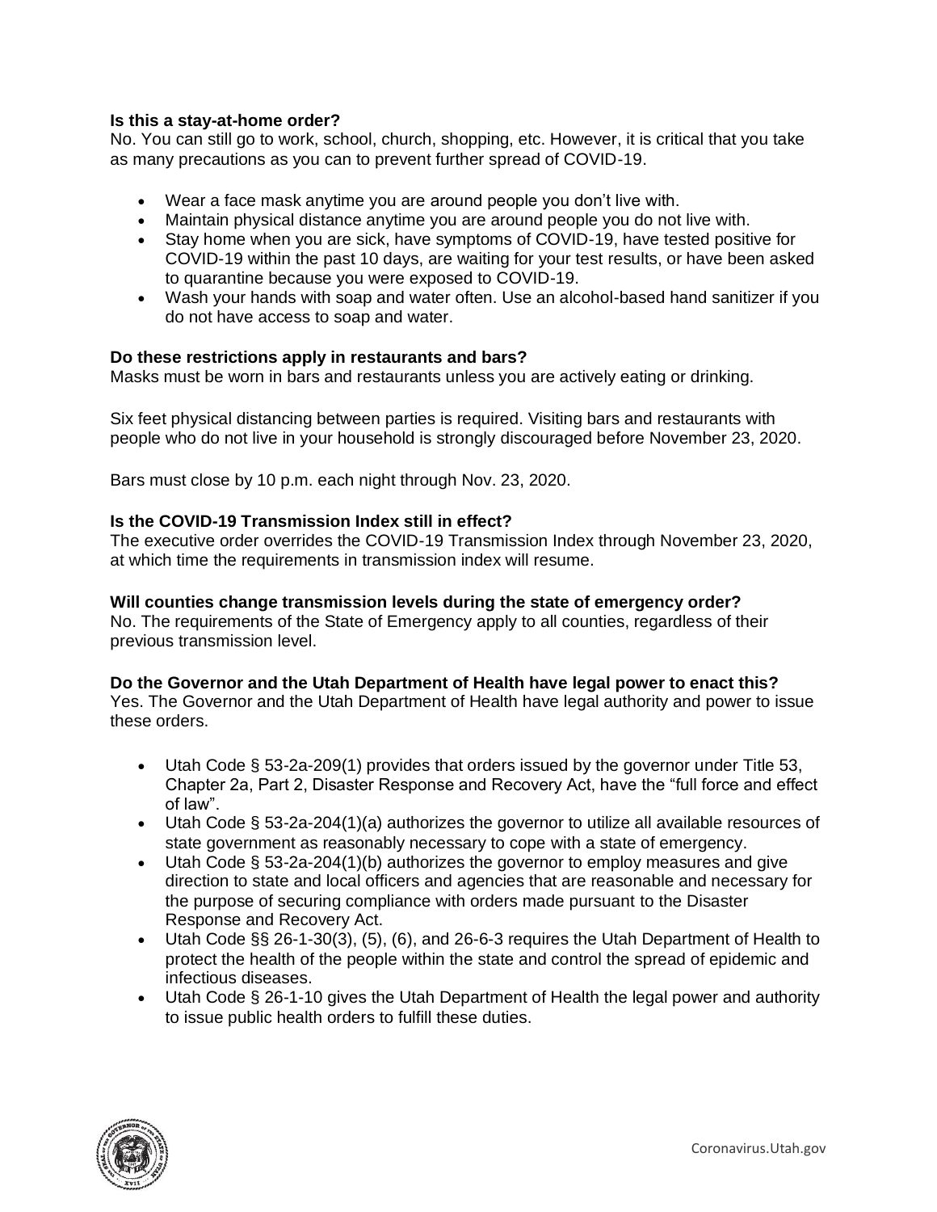**Is this a stay-at-home order?**

No. You can still go to work, school, church, shopping, etc. However, it is critical that you take as many precautions as you can to prevent further spread of COVID-19.

- Wear a face mask anytime you are around people you don't live with.
- Maintain physical distance anytime you are around people you do not live with.
- Stay home when you are sick, have symptoms of COVID-19, have tested positive for COVID-19 within the past 10 days, are waiting for your test results, or have been asked to quarantine because you were exposed to COVID-19.
- Wash your hands with soap and water often. Use an alcohol-based hand sanitizer if you do not have access to soap and water.

**Do these restrictions apply in restaurants and bars?**

Masks must be worn in bars and restaurants unless you are actively eating or drinking.

Six feet physical distancing between parties is required. Visiting bars and restaurants with people who do not live in your household is strongly discouraged before November 23, 2020.

Bars must close by 10 p.m. each night through Nov. 23, 2020.

**Is the COVID-19 Transmission Index still in effect?**

The executive order overrides the COVID-19 Transmission Index through November 23, 2020, at which time the requirements in transmission index will resume.

**Will counties change transmission levels during the state of emergency order?**

No. The requirements of the State of Emergency apply to all counties, regardless of their previous transmission level.

**Do the Governor and the Utah Department of Health have legal power to enact this?**

Yes. The Governor and the Utah Department of Health have legal authority and power to issue these orders.

- Utah Code § 53-2a-209(1) provides that orders issued by the governor under Title 53, Chapter 2a, Part 2, Disaster Response and Recovery Act, have the "full force and effect of law".
- Utah Code § 53-2a-204(1)(a) authorizes the governor to utilize all available resources of state government as reasonably necessary to cope with a state of emergency.
- Utah Code § 53-2a-204(1)(b) authorizes the governor to employ measures and give direction to state and local officers and agencies that are reasonable and necessary for the purpose of securing compliance with orders made pursuant to the Disaster Response and Recovery Act.
- Utah Code §§ 26-1-30(3), (5), (6), and 26-6-3 requires the Utah Department of Health to protect the health of the people within the state and control the spread of epidemic and infectious diseases.
- Utah Code § 26-1-10 gives the Utah Department of Health the legal power and authority to issue public health orders to fulfill these duties.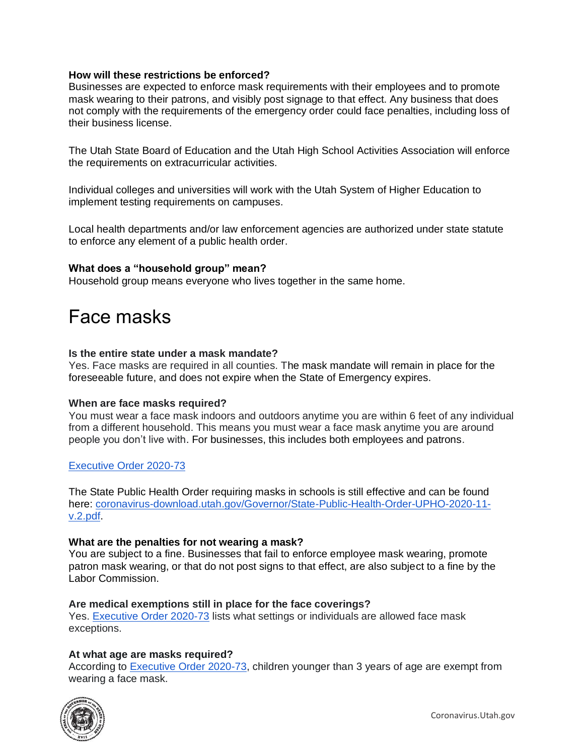**How will these restrictions be enforced?**
Businesses are expected to enforce mask requirements with their employees and to promote mask wearing to their patrons, and visibly post signage to that effect. Any business that does not comply with the requirements of the emergency order could face penalties, including loss of their business license.

The Utah State Board of Education and the Utah High School Activities Association will enforce the requirements on extracurricular activities.

Individual colleges and universities will work with the Utah System of Higher Education to implement testing requirements on campuses.

Local health departments and/or law enforcement agencies are authorized under state statute to enforce any element of a public health order.

**What does a "household group" mean?**
Household group means everyone who lives together in the same home.

# Face masks

**Is the entire state under a mask mandate?**
Yes. Face masks are required in all counties. The mask mandate will remain in place for the foreseeable future, and does not expire when the State of Emergency expires.

**When are face masks required?**
You must wear a face mask indoors and outdoors anytime you are within 6 feet of any individual from a different household. This means you must wear a face mask anytime you are around people you don't live with. For businesses, this includes both employees and patrons.

Executive Order 2020-73

The State Public Health Order requiring masks in schools is still effective and can be found here: coronavirus-download.utah.gov/Governor/State-Public-Health-Order-UPHO-2020-11-v.2.pdf.

**What are the penalties for not wearing a mask?**
You are subject to a fine. Businesses that fail to enforce employee mask wearing, promote patron mask wearing, or that do not post signs to that effect, are also subject to a fine by the Labor Commission.

**Are medical exemptions still in place for the face coverings?**
Yes. Executive Order 2020-73 lists what settings or individuals are allowed face mask exceptions.

**At what age are masks required?**
According to Executive Order 2020-73, children younger than 3 years of age are exempt from wearing a face mask.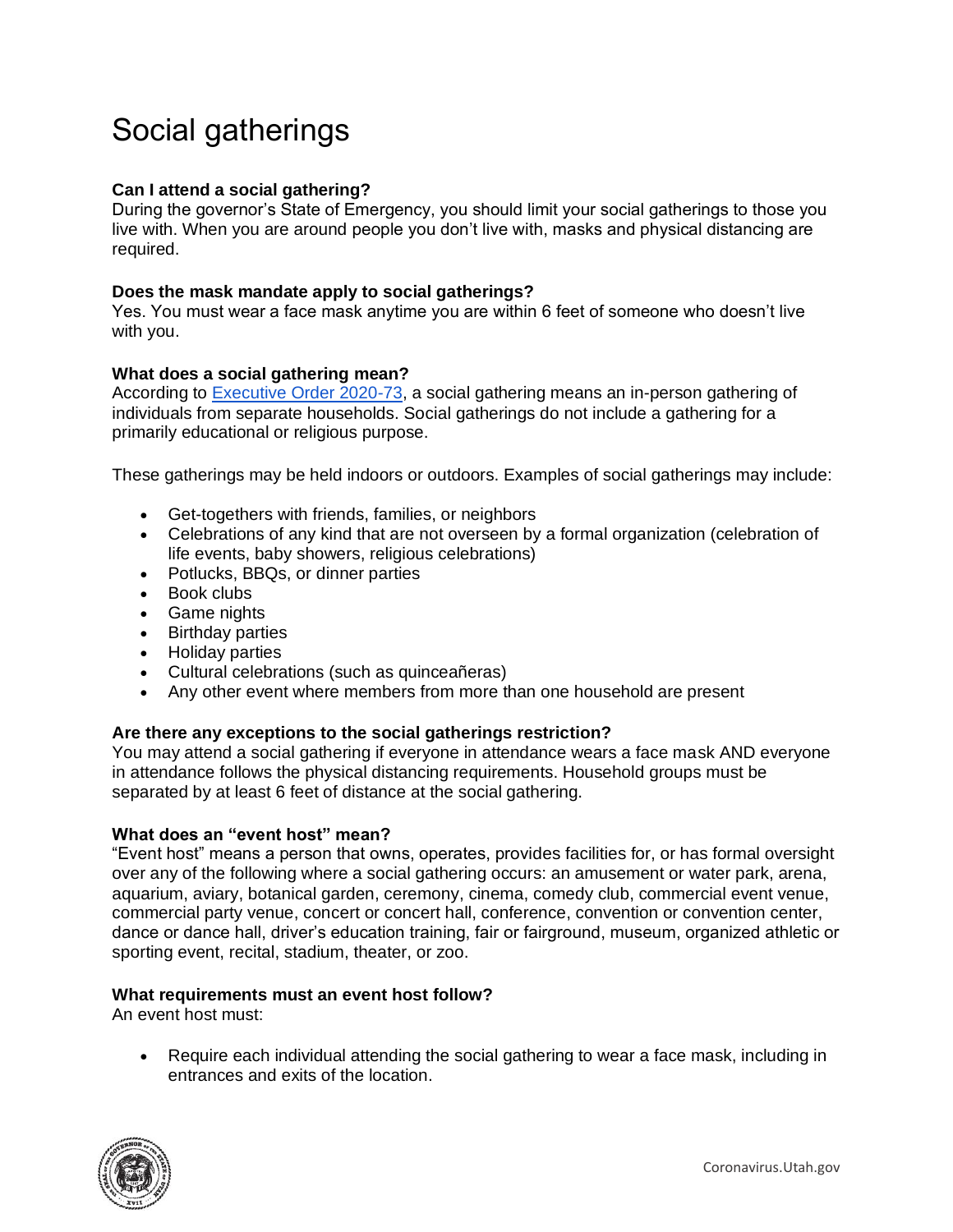# Social gatherings

**Can I attend a social gathering?**
During the governor's State of Emergency, you should limit your social gatherings to those you live with. When you are around people you don't live with, masks and physical distancing are required.

**Does the mask mandate apply to social gatherings?**
Yes. You must wear a face mask anytime you are within 6 feet of someone who doesn't live with you.

**What does a social gathering mean?**
According to [Executive Order 2020-73](), a social gathering means an in-person gathering of individuals from separate households. Social gatherings do not include a gathering for a primarily educational or religious purpose.

These gatherings may be held indoors or outdoors. Examples of social gatherings may include:

- Get-togethers with friends, families, or neighbors
- Celebrations of any kind that are not overseen by a formal organization (celebration of life events, baby showers, religious celebrations)
- Potlucks, BBQs, or dinner parties
- Book clubs
- Game nights
- Birthday parties
- Holiday parties
- Cultural celebrations (such as quinceañeras)
- Any other event where members from more than one household are present

**Are there any exceptions to the social gatherings restriction?**
You may attend a social gathering if everyone in attendance wears a face mask AND everyone in attendance follows the physical distancing requirements. Household groups must be separated by at least 6 feet of distance at the social gathering.

**What does an "event host" mean?**
"Event host" means a person that owns, operates, provides facilities for, or has formal oversight over any of the following where a social gathering occurs: an amusement or water park, arena, aquarium, aviary, botanical garden, ceremony, cinema, comedy club, commercial event venue, commercial party venue, concert or concert hall, conference, convention or convention center, dance or dance hall, driver's education training, fair or fairground, museum, organized athletic or sporting event, recital, stadium, theater, or zoo.

**What requirements must an event host follow?**
An event host must:

- Require each individual attending the social gathering to wear a face mask, including in entrances and exits of the location.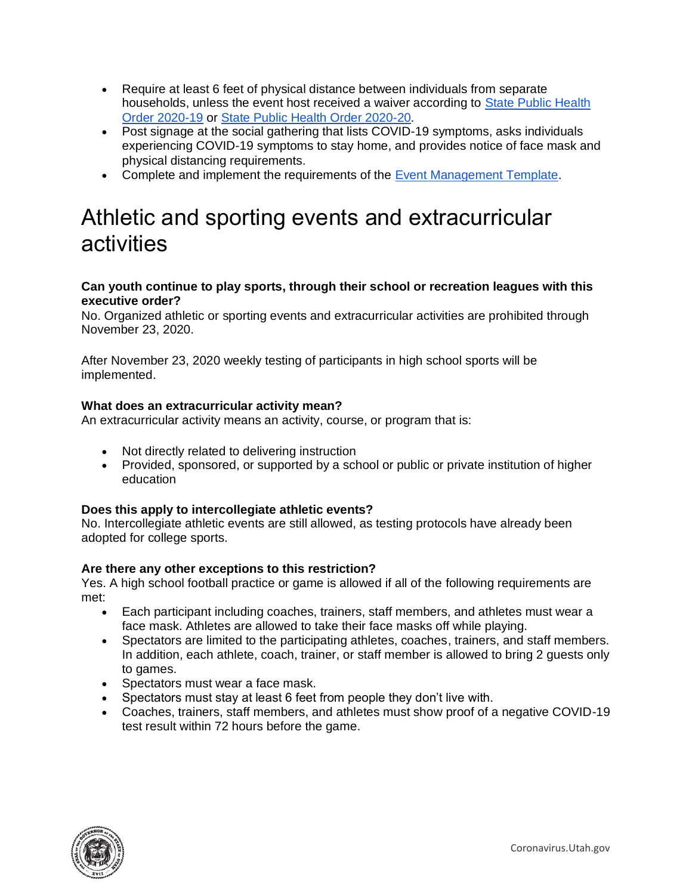- Require at least 6 feet of physical distance between individuals from separate households, unless the event host received a waiver according to [State Public Health Order 2020-19]() or [State Public Health Order 2020-20]().
- Post signage at the social gathering that lists COVID-19 symptoms, asks individuals experiencing COVID-19 symptoms to stay home, and provides notice of face mask and physical distancing requirements.
- Complete and implement the requirements of the [Event Management Template]().

# Athletic and sporting events and extracurricular activities

**Can youth continue to play sports, through their school or recreation leagues with this executive order?**
No. Organized athletic or sporting events and extracurricular activities are prohibited through November 23, 2020.

After November 23, 2020 weekly testing of participants in high school sports will be implemented.

**What does an extracurricular activity mean?**
An extracurricular activity means an activity, course, or program that is:

- Not directly related to delivering instruction
- Provided, sponsored, or supported by a school or public or private institution of higher education

**Does this apply to intercollegiate athletic events?**
No. Intercollegiate athletic events are still allowed, as testing protocols have already been adopted for college sports.

**Are there any other exceptions to this restriction?**
Yes. A high school football practice or game is allowed if all of the following requirements are met:

- Each participant including coaches, trainers, staff members, and athletes must wear a face mask. Athletes are allowed to take their face masks off while playing.
- Spectators are limited to the participating athletes, coaches, trainers, and staff members. In addition, each athlete, coach, trainer, or staff member is allowed to bring 2 guests only to games.
- Spectators must wear a face mask.
- Spectators must stay at least 6 feet from people they don't live with.
- Coaches, trainers, staff members, and athletes must show proof of a negative COVID-19 test result within 72 hours before the game.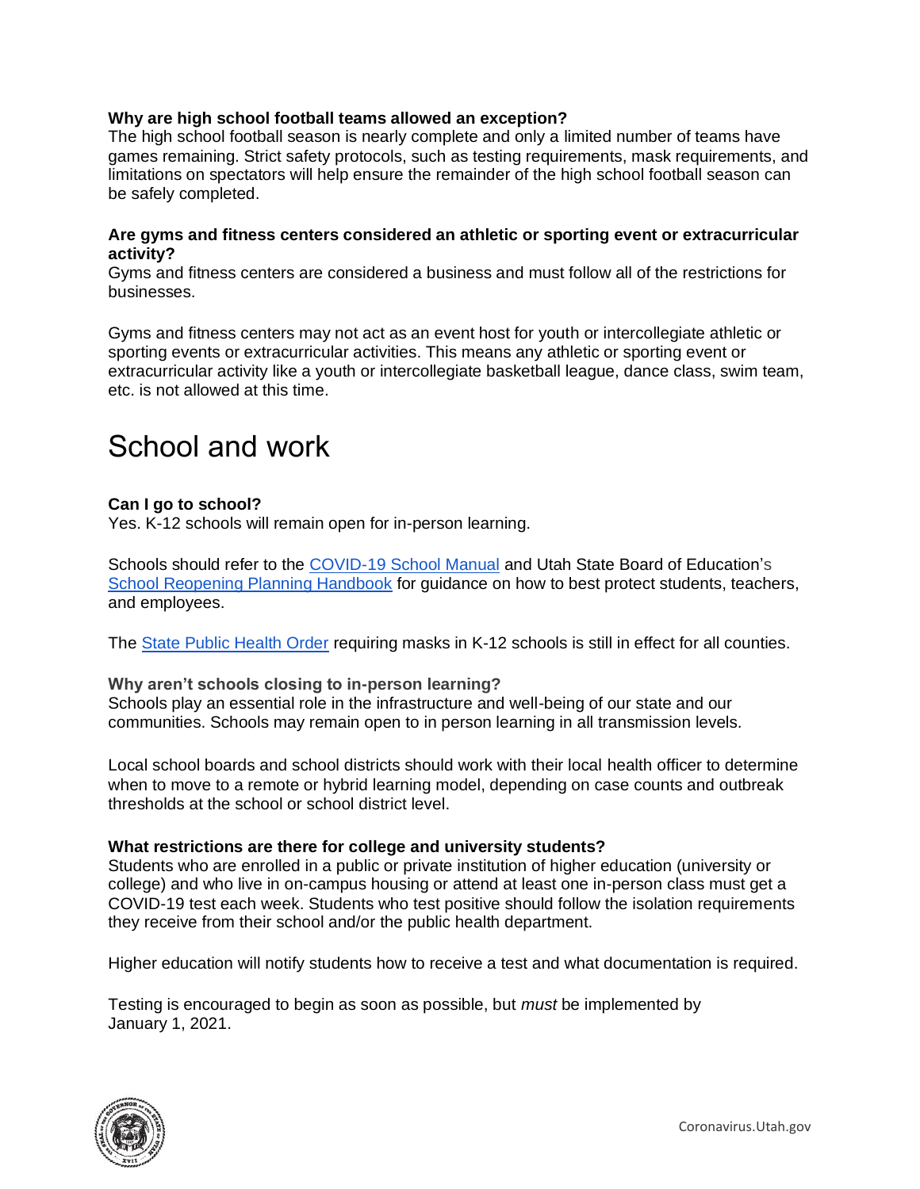**Why are high school football teams allowed an exception?**
The high school football season is nearly complete and only a limited number of teams have games remaining. Strict safety protocols, such as testing requirements, mask requirements, and limitations on spectators will help ensure the remainder of the high school football season can be safely completed.

**Are gyms and fitness centers considered an athletic or sporting event or extracurricular activity?**
Gyms and fitness centers are considered a business and must follow all of the restrictions for businesses.

Gyms and fitness centers may not act as an event host for youth or intercollegiate athletic or sporting events or extracurricular activities. This means any athletic or sporting event or extracurricular activity like a youth or intercollegiate basketball league, dance class, swim team, etc. is not allowed at this time.

# School and work

**Can I go to school?**
Yes. K-12 schools will remain open for in-person learning.

Schools should refer to the COVID-19 School Manual and Utah State Board of Education's School Reopening Planning Handbook for guidance on how to best protect students, teachers, and employees.

The State Public Health Order requiring masks in K-12 schools is still in effect for all counties.

**Why aren't schools closing to in-person learning?**
Schools play an essential role in the infrastructure and well-being of our state and our communities. Schools may remain open to in person learning in all transmission levels.

Local school boards and school districts should work with their local health officer to determine when to move to a remote or hybrid learning model, depending on case counts and outbreak thresholds at the school or school district level.

**What restrictions are there for college and university students?**
Students who are enrolled in a public or private institution of higher education (university or college) and who live in on-campus housing or attend at least one in-person class must get a COVID-19 test each week. Students who test positive should follow the isolation requirements they receive from their school and/or the public health department.

Higher education will notify students how to receive a test and what documentation is required.

Testing is encouraged to begin as soon as possible, but *must* be implemented by January 1, 2021.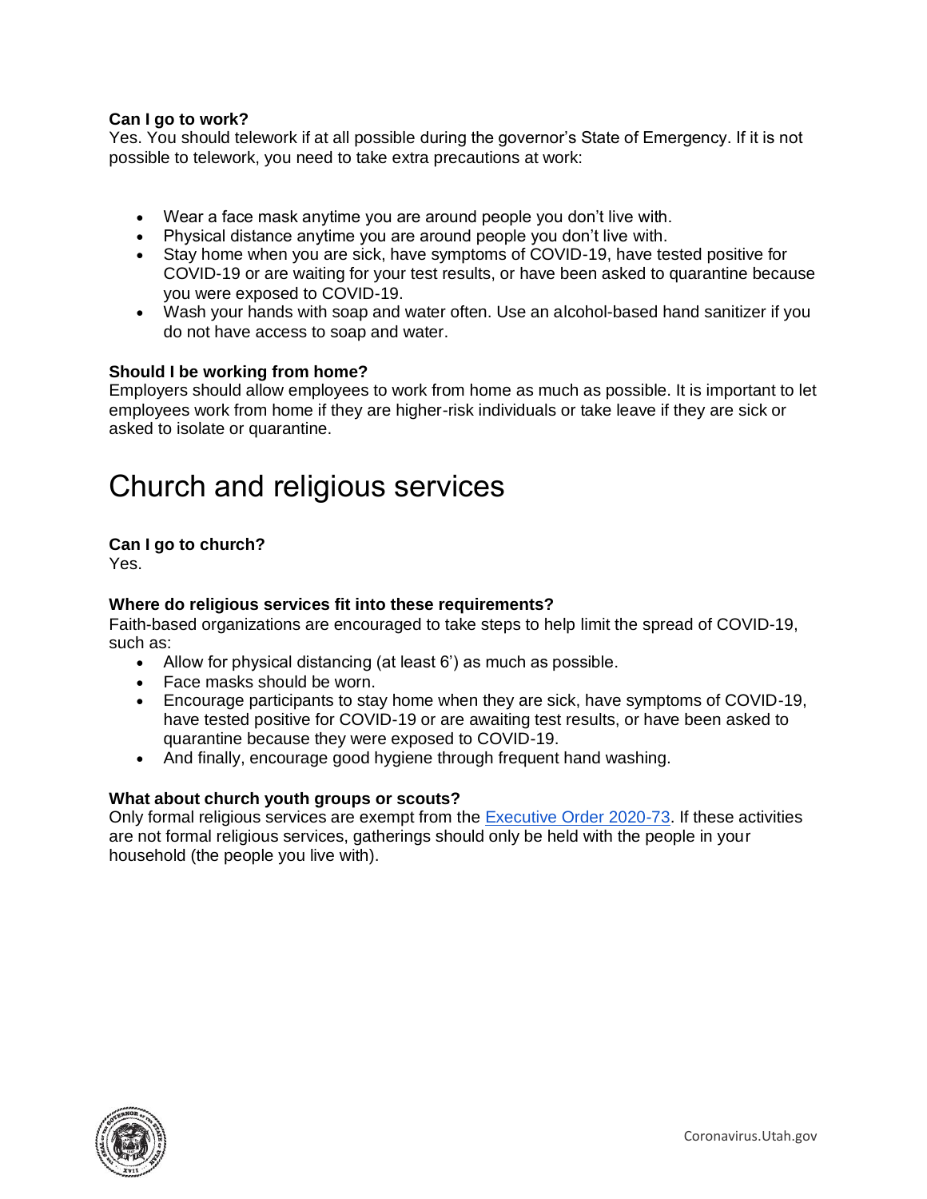**Can I go to work?**
Yes. You should telework if at all possible during the governor's State of Emergency. If it is not possible to telework, you need to take extra precautions at work:

- Wear a face mask anytime you are around people you don't live with.
- Physical distance anytime you are around people you don't live with.
- Stay home when you are sick, have symptoms of COVID-19, have tested positive for COVID-19 or are waiting for your test results, or have been asked to quarantine because you were exposed to COVID-19.
- Wash your hands with soap and water often. Use an alcohol-based hand sanitizer if you do not have access to soap and water.

**Should I be working from home?**
Employers should allow employees to work from home as much as possible. It is important to let employees work from home if they are higher-risk individuals or take leave if they are sick or asked to isolate or quarantine.

# Church and religious services

**Can I go to church?**
Yes.

**Where do religious services fit into these requirements?**
Faith-based organizations are encouraged to take steps to help limit the spread of COVID-19, such as:

- Allow for physical distancing (at least 6') as much as possible.
- Face masks should be worn.
- Encourage participants to stay home when they are sick, have symptoms of COVID-19, have tested positive for COVID-19 or are awaiting test results, or have been asked to quarantine because they were exposed to COVID-19.
- And finally, encourage good hygiene through frequent hand washing.

**What about church youth groups or scouts?**
Only formal religious services are exempt from the Executive Order 2020-73. If these activities are not formal religious services, gatherings should only be held with the people in your household (the people you live with).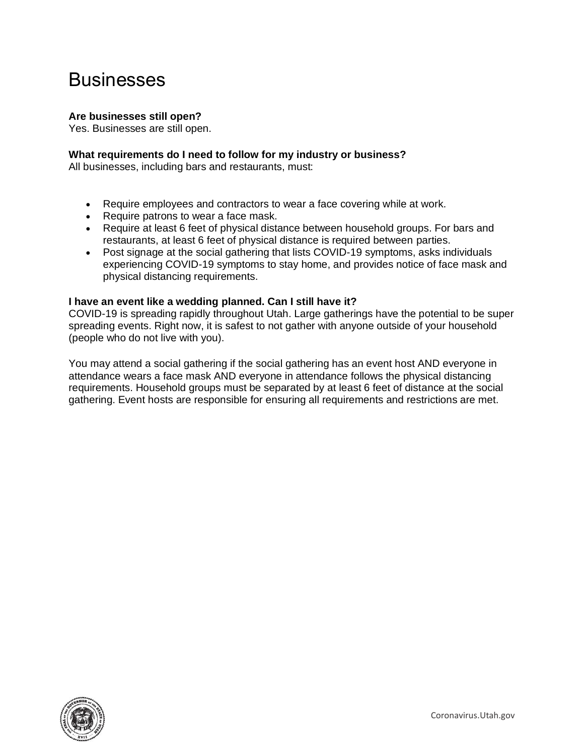# Businesses

**Are businesses still open?**
Yes. Businesses are still open.

**What requirements do I need to follow for my industry or business?**
All businesses, including bars and restaurants, must:

- Require employees and contractors to wear a face covering while at work.
- Require patrons to wear a face mask.
- Require at least 6 feet of physical distance between household groups. For bars and restaurants, at least 6 feet of physical distance is required between parties.
- Post signage at the social gathering that lists COVID-19 symptoms, asks individuals experiencing COVID-19 symptoms to stay home, and provides notice of face mask and physical distancing requirements.

**I have an event like a wedding planned. Can I still have it?**
COVID-19 is spreading rapidly throughout Utah. Large gatherings have the potential to be super spreading events. Right now, it is safest to not gather with anyone outside of your household (people who do not live with you).

You may attend a social gathering if the social gathering has an event host AND everyone in attendance wears a face mask AND everyone in attendance follows the physical distancing requirements. Household groups must be separated by at least 6 feet of distance at the social gathering. Event hosts are responsible for ensuring all requirements and restrictions are met.